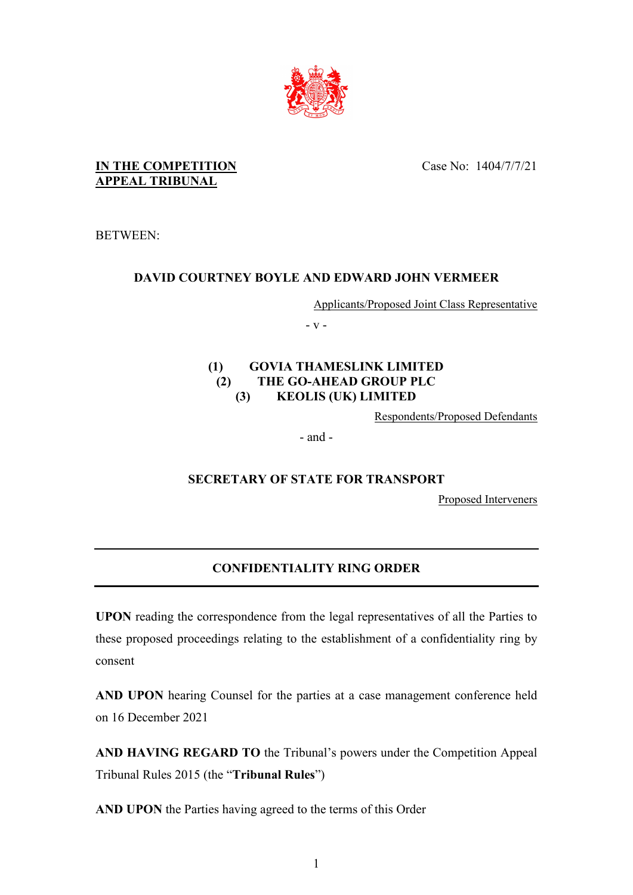**IN THE COMPETITION APPEAL TRIBUNAL**

Case No: 1404/7/7/21

BETWEEN:

**DAVID COURTNEY BOYLE AND EDWARD JOHN VERMEER**

Applicants/Proposed Joint Class Representative

\- v -

**(1) GOVIA THAMESLINK LIMITED**
**(2) THE GO-AHEAD GROUP PLC**
**(3) KEOLIS (UK) LIMITED**

Respondents/Proposed Defendants

\- and -

**SECRETARY OF STATE FOR TRANSPORT**

Proposed Interveners

---

**CONFIDENTIALITY RING ORDER**

---

**UPON** reading the correspondence from the legal representatives of all the Parties to these proposed proceedings relating to the establishment of a confidentiality ring by consent

**AND UPON** hearing Counsel for the parties at a case management conference held on 16 December 2021

**AND HAVING REGARD TO** the Tribunal's powers under the Competition Appeal Tribunal Rules 2015 (the "**Tribunal Rules**")

**AND UPON** the Parties having agreed to the terms of this Order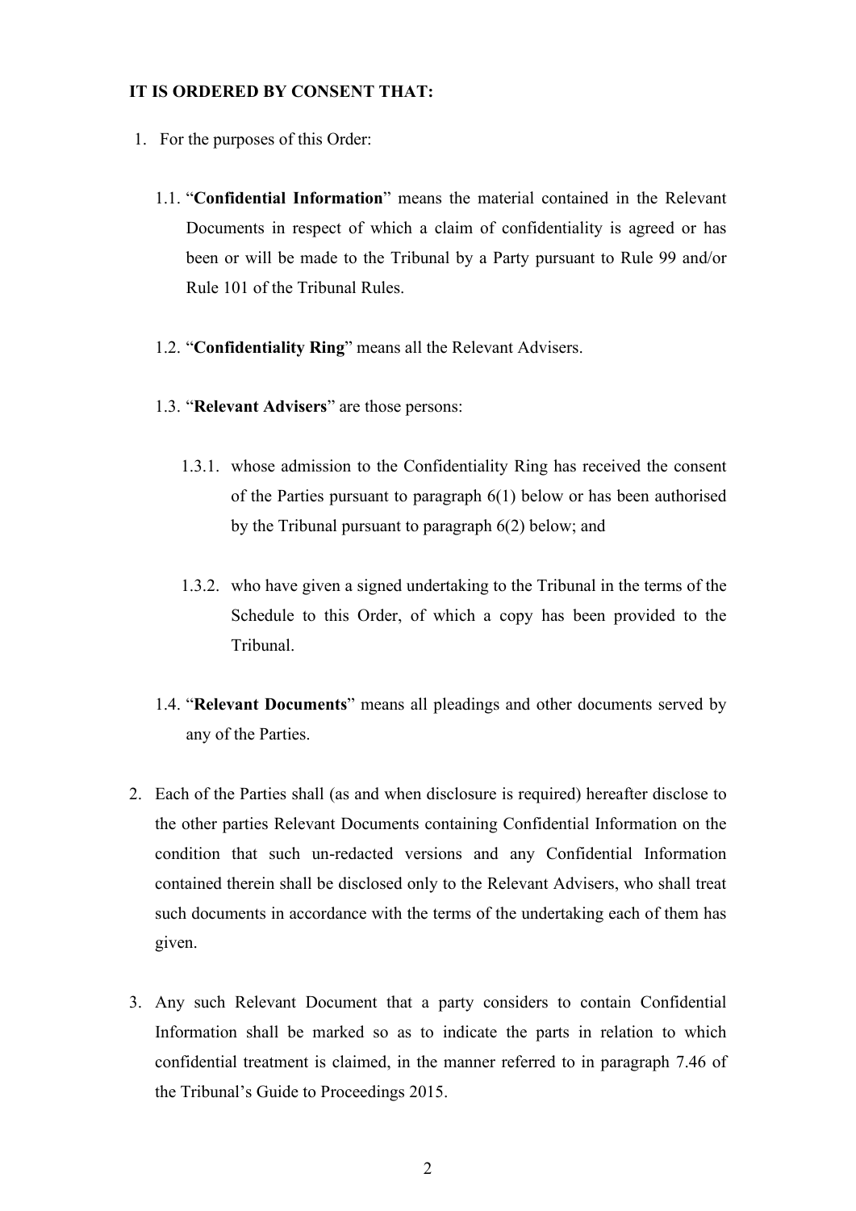**IT IS ORDERED BY CONSENT THAT:**

1. For the purposes of this Order:

   1.1. "**Confidential Information**" means the material contained in the Relevant Documents in respect of which a claim of confidentiality is agreed or has been or will be made to the Tribunal by a Party pursuant to Rule 99 and/or Rule 101 of the Tribunal Rules.

   1.2. "**Confidentiality Ring**" means all the Relevant Advisers.

   1.3. "**Relevant Advisers**" are those persons:

      1.3.1. whose admission to the Confidentiality Ring has received the consent of the Parties pursuant to paragraph 6(1) below or has been authorised by the Tribunal pursuant to paragraph 6(2) below; and

      1.3.2. who have given a signed undertaking to the Tribunal in the terms of the Schedule to this Order, of which a copy has been provided to the Tribunal.

   1.4. "**Relevant Documents**" means all pleadings and other documents served by any of the Parties.

2. Each of the Parties shall (as and when disclosure is required) hereafter disclose to the other parties Relevant Documents containing Confidential Information on the condition that such un-redacted versions and any Confidential Information contained therein shall be disclosed only to the Relevant Advisers, who shall treat such documents in accordance with the terms of the undertaking each of them has given.

3. Any such Relevant Document that a party considers to contain Confidential Information shall be marked so as to indicate the parts in relation to which confidential treatment is claimed, in the manner referred to in paragraph 7.46 of the Tribunal's Guide to Proceedings 2015.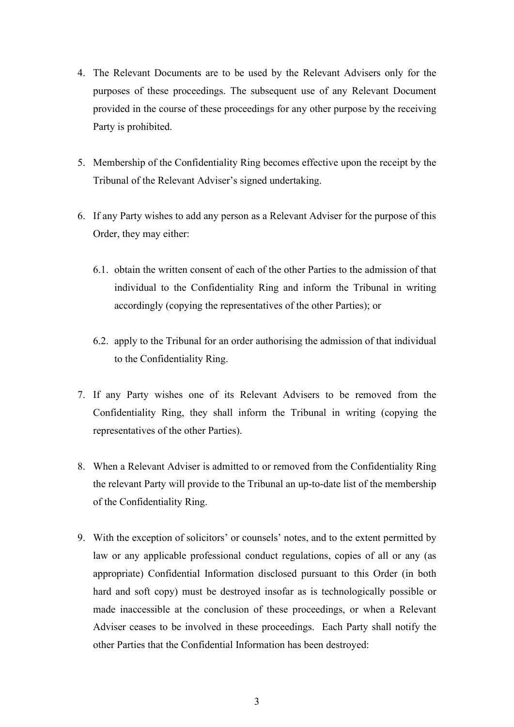4. The Relevant Documents are to be used by the Relevant Advisers only for the purposes of these proceedings. The subsequent use of any Relevant Document provided in the course of these proceedings for any other purpose by the receiving Party is prohibited.

5. Membership of the Confidentiality Ring becomes effective upon the receipt by the Tribunal of the Relevant Adviser's signed undertaking.

6. If any Party wishes to add any person as a Relevant Adviser for the purpose of this Order, they may either:

   6.1. obtain the written consent of each of the other Parties to the admission of that individual to the Confidentiality Ring and inform the Tribunal in writing accordingly (copying the representatives of the other Parties); or

   6.2. apply to the Tribunal for an order authorising the admission of that individual to the Confidentiality Ring.

7. If any Party wishes one of its Relevant Advisers to be removed from the Confidentiality Ring, they shall inform the Tribunal in writing (copying the representatives of the other Parties).

8. When a Relevant Adviser is admitted to or removed from the Confidentiality Ring the relevant Party will provide to the Tribunal an up-to-date list of the membership of the Confidentiality Ring.

9. With the exception of solicitors' or counsels' notes, and to the extent permitted by law or any applicable professional conduct regulations, copies of all or any (as appropriate) Confidential Information disclosed pursuant to this Order (in both hard and soft copy) must be destroyed insofar as is technologically possible or made inaccessible at the conclusion of these proceedings, or when a Relevant Adviser ceases to be involved in these proceedings. Each Party shall notify the other Parties that the Confidential Information has been destroyed: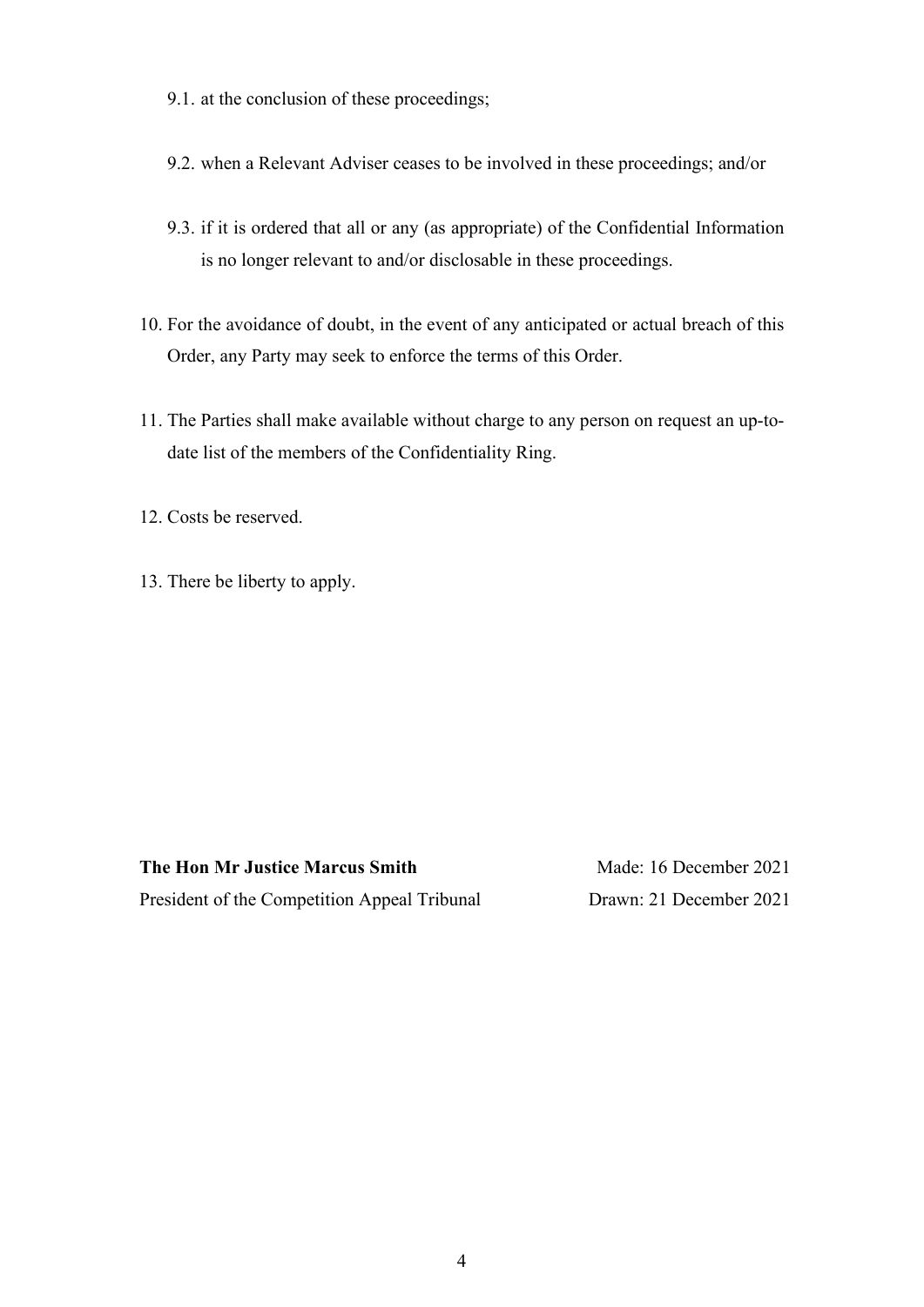9.1. at the conclusion of these proceedings;

9.2. when a Relevant Adviser ceases to be involved in these proceedings; and/or

9.3. if it is ordered that all or any (as appropriate) of the Confidential Information is no longer relevant to and/or disclosable in these proceedings.

10. For the avoidance of doubt, in the event of any anticipated or actual breach of this Order, any Party may seek to enforce the terms of this Order.

11. The Parties shall make available without charge to any person on request an up-to-date list of the members of the Confidentiality Ring.

12. Costs be reserved.

13. There be liberty to apply.

**The Hon Mr Justice Marcus Smith**
President of the Competition Appeal Tribunal

Made: 16 December 2021
Drawn: 21 December 2021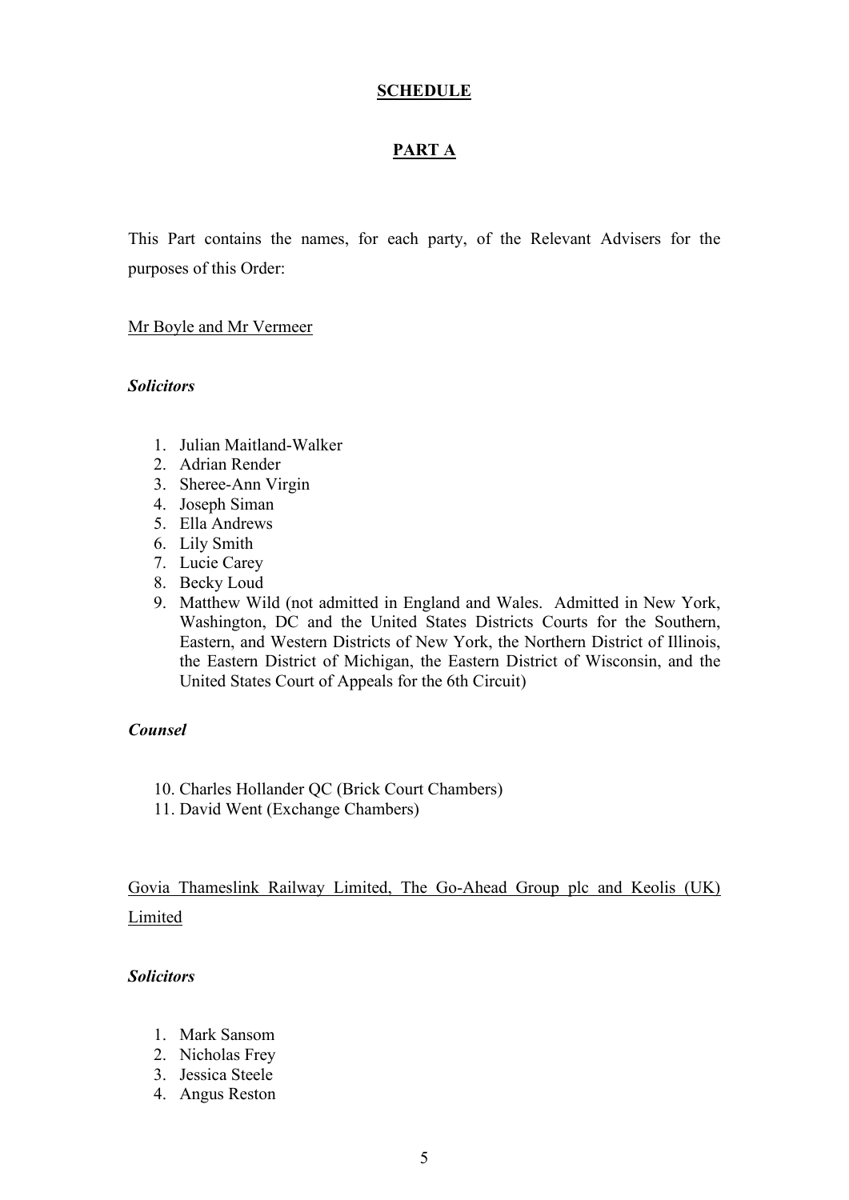**SCHEDULE**

**PART A**

This Part contains the names, for each party, of the Relevant Advisers for the purposes of this Order:

Mr Boyle and Mr Vermeer

***Solicitors***

1. Julian Maitland-Walker
2. Adrian Render
3. Sheree-Ann Virgin
4. Joseph Siman
5. Ella Andrews
6. Lily Smith
7. Lucie Carey
8. Becky Loud
9. Matthew Wild (not admitted in England and Wales. Admitted in New York, Washington, DC and the United States Districts Courts for the Southern, Eastern, and Western Districts of New York, the Northern District of Illinois, the Eastern District of Michigan, the Eastern District of Wisconsin, and the United States Court of Appeals for the 6th Circuit)

***Counsel***

10. Charles Hollander QC (Brick Court Chambers)
11. David Went (Exchange Chambers)

Govia Thameslink Railway Limited, The Go-Ahead Group plc and Keolis (UK) Limited

***Solicitors***

1. Mark Sansom
2. Nicholas Frey
3. Jessica Steele
4. Angus Reston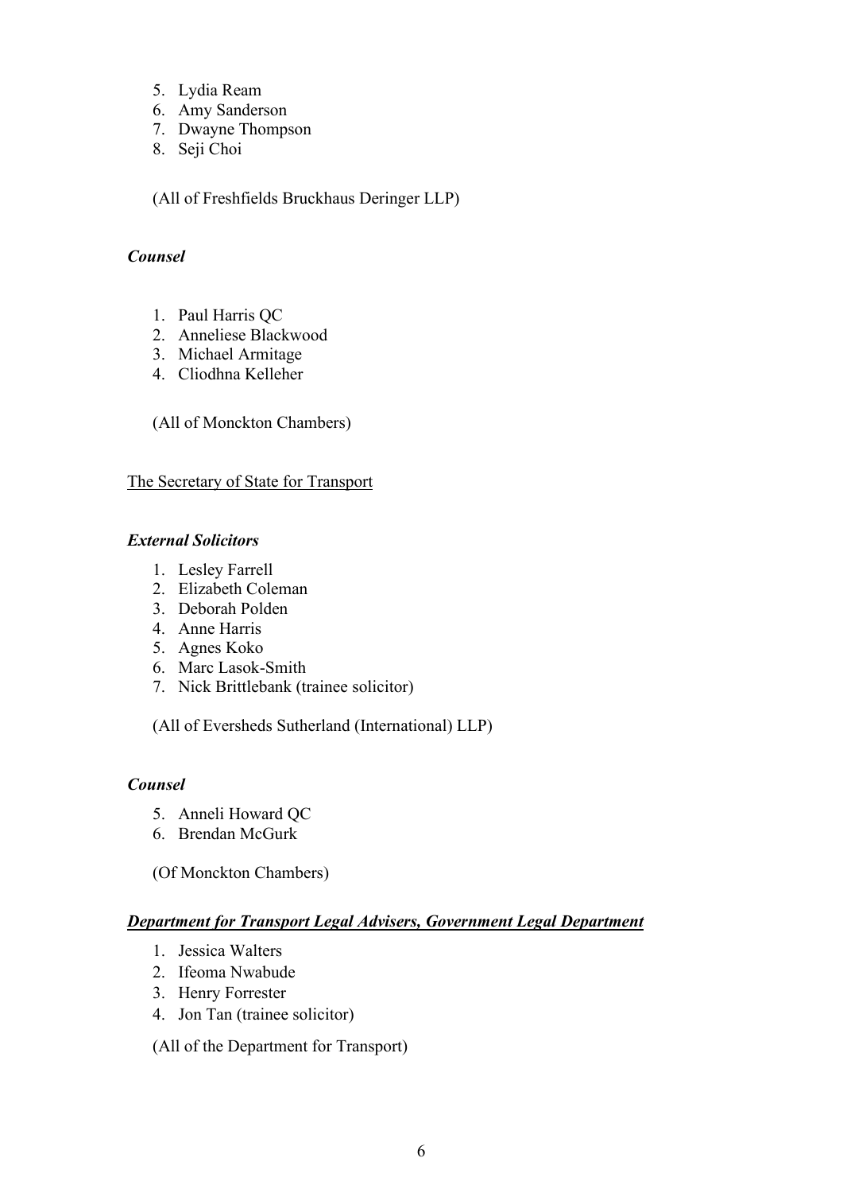5. Lydia Ream
6. Amy Sanderson
7. Dwayne Thompson
8. Seji Choi

(All of Freshfields Bruckhaus Deringer LLP)

***Counsel***

1. Paul Harris QC
2. Anneliese Blackwood
3. Michael Armitage
4. Cliodhna Kelleher

(All of Monckton Chambers)

The Secretary of State for Transport

***External Solicitors***

1. Lesley Farrell
2. Elizabeth Coleman
3. Deborah Polden
4. Anne Harris
5. Agnes Koko
6. Marc Lasok-Smith
7. Nick Brittlebank (trainee solicitor)

(All of Eversheds Sutherland (International) LLP)

***Counsel***

5. Anneli Howard QC
6. Brendan McGurk

(Of Monckton Chambers)

***Department for Transport Legal Advisers, Government Legal Department***

1. Jessica Walters
2. Ifeoma Nwabude
3. Henry Forrester
4. Jon Tan (trainee solicitor)

(All of the Department for Transport)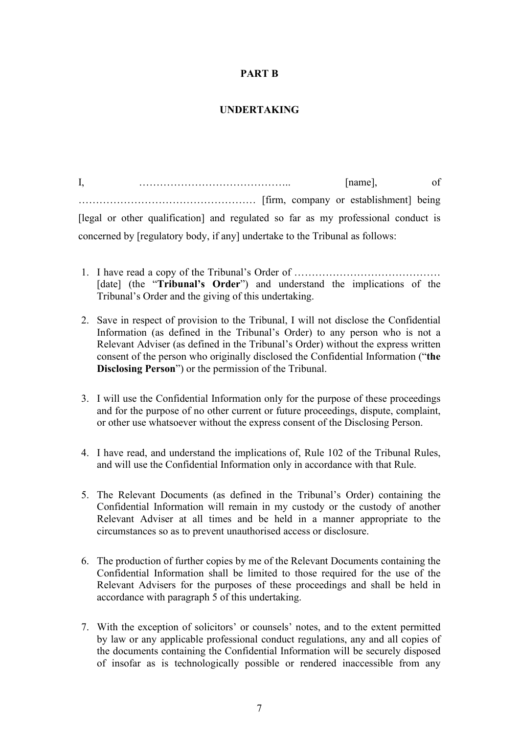**PART B**

**UNDERTAKING**

I, …………………………………….. [name], of …………………………………………… [firm, company or establishment] being [legal or other qualification] and regulated so far as my professional conduct is concerned by [regulatory body, if any] undertake to the Tribunal as follows:

1. I have read a copy of the Tribunal's Order of …………………………………… [date] (the "**Tribunal's Order**") and understand the implications of the Tribunal's Order and the giving of this undertaking.

2. Save in respect of provision to the Tribunal, I will not disclose the Confidential Information (as defined in the Tribunal's Order) to any person who is not a Relevant Adviser (as defined in the Tribunal's Order) without the express written consent of the person who originally disclosed the Confidential Information ("**the Disclosing Person**") or the permission of the Tribunal.

3. I will use the Confidential Information only for the purpose of these proceedings and for the purpose of no other current or future proceedings, dispute, complaint, or other use whatsoever without the express consent of the Disclosing Person.

4. I have read, and understand the implications of, Rule 102 of the Tribunal Rules, and will use the Confidential Information only in accordance with that Rule.

5. The Relevant Documents (as defined in the Tribunal's Order) containing the Confidential Information will remain in my custody or the custody of another Relevant Adviser at all times and be held in a manner appropriate to the circumstances so as to prevent unauthorised access or disclosure.

6. The production of further copies by me of the Relevant Documents containing the Confidential Information shall be limited to those required for the use of the Relevant Advisers for the purposes of these proceedings and shall be held in accordance with paragraph 5 of this undertaking.

7. With the exception of solicitors' or counsels' notes, and to the extent permitted by law or any applicable professional conduct regulations, any and all copies of the documents containing the Confidential Information will be securely disposed of insofar as is technologically possible or rendered inaccessible from any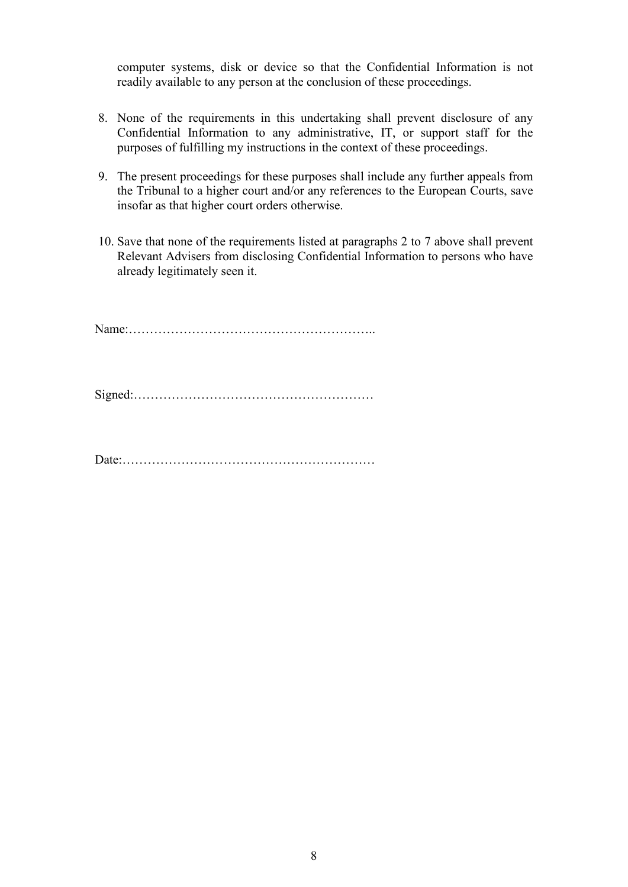computer systems, disk or device so that the Confidential Information is not readily available to any person at the conclusion of these proceedings.

8. None of the requirements in this undertaking shall prevent disclosure of any Confidential Information to any administrative, IT, or support staff for the purposes of fulfilling my instructions in the context of these proceedings.

9. The present proceedings for these purposes shall include any further appeals from the Tribunal to a higher court and/or any references to the European Courts, save insofar as that higher court orders otherwise.

10. Save that none of the requirements listed at paragraphs 2 to 7 above shall prevent Relevant Advisers from disclosing Confidential Information to persons who have already legitimately seen it.

Name:…………………………………………………..

Signed:…………………………………………………

Date:……………………………………………………